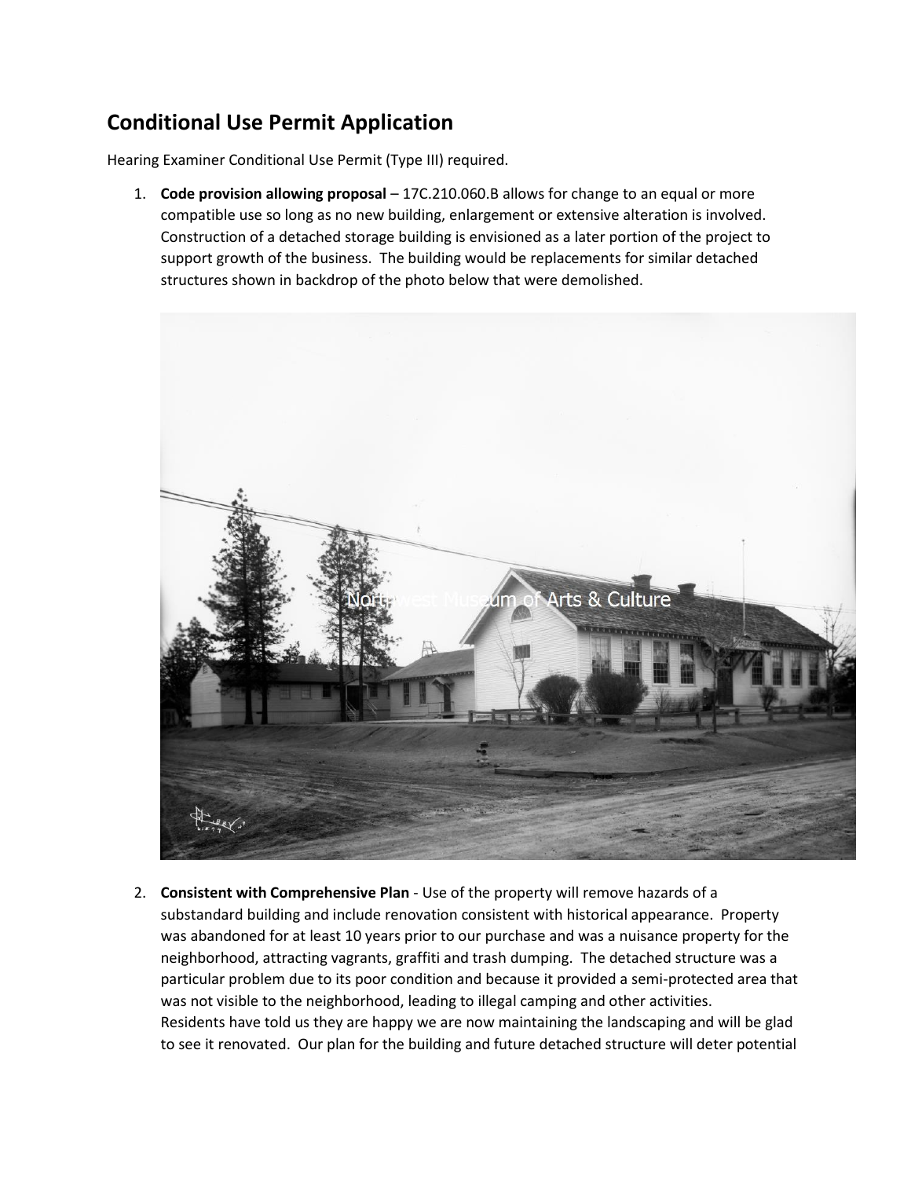## Conditional Use Permit Application

Hearing Examiner Conditional Use Permit (Type III) required.

1. **Code provision allowing proposal** – 17C.210.060.B allows for change to an equal or more compatible use so long as no new building, enlargement or extensive alteration is involved. Construction of a detached storage building is envisioned as a later portion of the project to support growth of the business. The building would be replacements for similar detached structures shown in backdrop of the photo below that were demolished.

2. **Consistent with Comprehensive Plan** - Use of the property will remove hazards of a substandard building and include renovation consistent with historical appearance. Property was abandoned for at least 10 years prior to our purchase and was a nuisance property for the neighborhood, attracting vagrants, graffiti and trash dumping. The detached structure was a particular problem due to its poor condition and because it provided a semi-protected area that was not visible to the neighborhood, leading to illegal camping and other activities. Residents have told us they are happy we are now maintaining the landscaping and will be glad to see it renovated. Our plan for the building and future detached structure will deter potential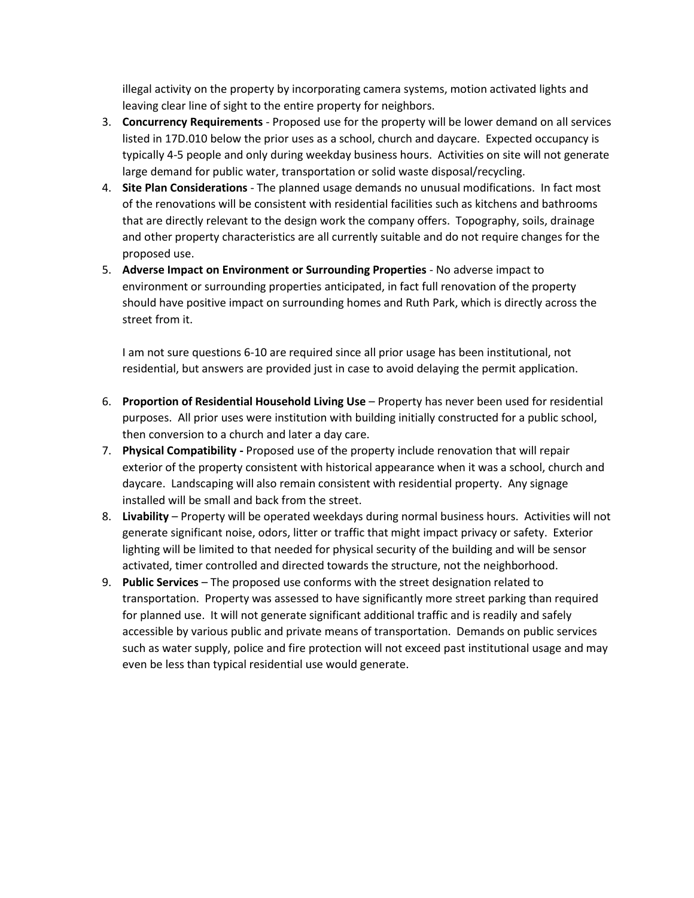illegal activity on the property by incorporating camera systems, motion activated lights and leaving clear line of sight to the entire property for neighbors.

3. **Concurrency Requirements** - Proposed use for the property will be lower demand on all services listed in 17D.010 below the prior uses as a school, church and daycare. Expected occupancy is typically 4-5 people and only during weekday business hours. Activities on site will not generate large demand for public water, transportation or solid waste disposal/recycling.
4. **Site Plan Considerations** - The planned usage demands no unusual modifications. In fact most of the renovations will be consistent with residential facilities such as kitchens and bathrooms that are directly relevant to the design work the company offers. Topography, soils, drainage and other property characteristics are all currently suitable and do not require changes for the proposed use.
5. **Adverse Impact on Environment or Surrounding Properties** - No adverse impact to environment or surrounding properties anticipated, in fact full renovation of the property should have positive impact on surrounding homes and Ruth Park, which is directly across the street from it.

   I am not sure questions 6-10 are required since all prior usage has been institutional, not residential, but answers are provided just in case to avoid delaying the permit application.

6. **Proportion of Residential Household Living Use** – Property has never been used for residential purposes. All prior uses were institution with building initially constructed for a public school, then conversion to a church and later a day care.
7. **Physical Compatibility -** Proposed use of the property include renovation that will repair exterior of the property consistent with historical appearance when it was a school, church and daycare. Landscaping will also remain consistent with residential property. Any signage installed will be small and back from the street.
8. **Livability** – Property will be operated weekdays during normal business hours. Activities will not generate significant noise, odors, litter or traffic that might impact privacy or safety. Exterior lighting will be limited to that needed for physical security of the building and will be sensor activated, timer controlled and directed towards the structure, not the neighborhood.
9. **Public Services** – The proposed use conforms with the street designation related to transportation. Property was assessed to have significantly more street parking than required for planned use. It will not generate significant additional traffic and is readily and safely accessible by various public and private means of transportation. Demands on public services such as water supply, police and fire protection will not exceed past institutional usage and may even be less than typical residential use would generate.